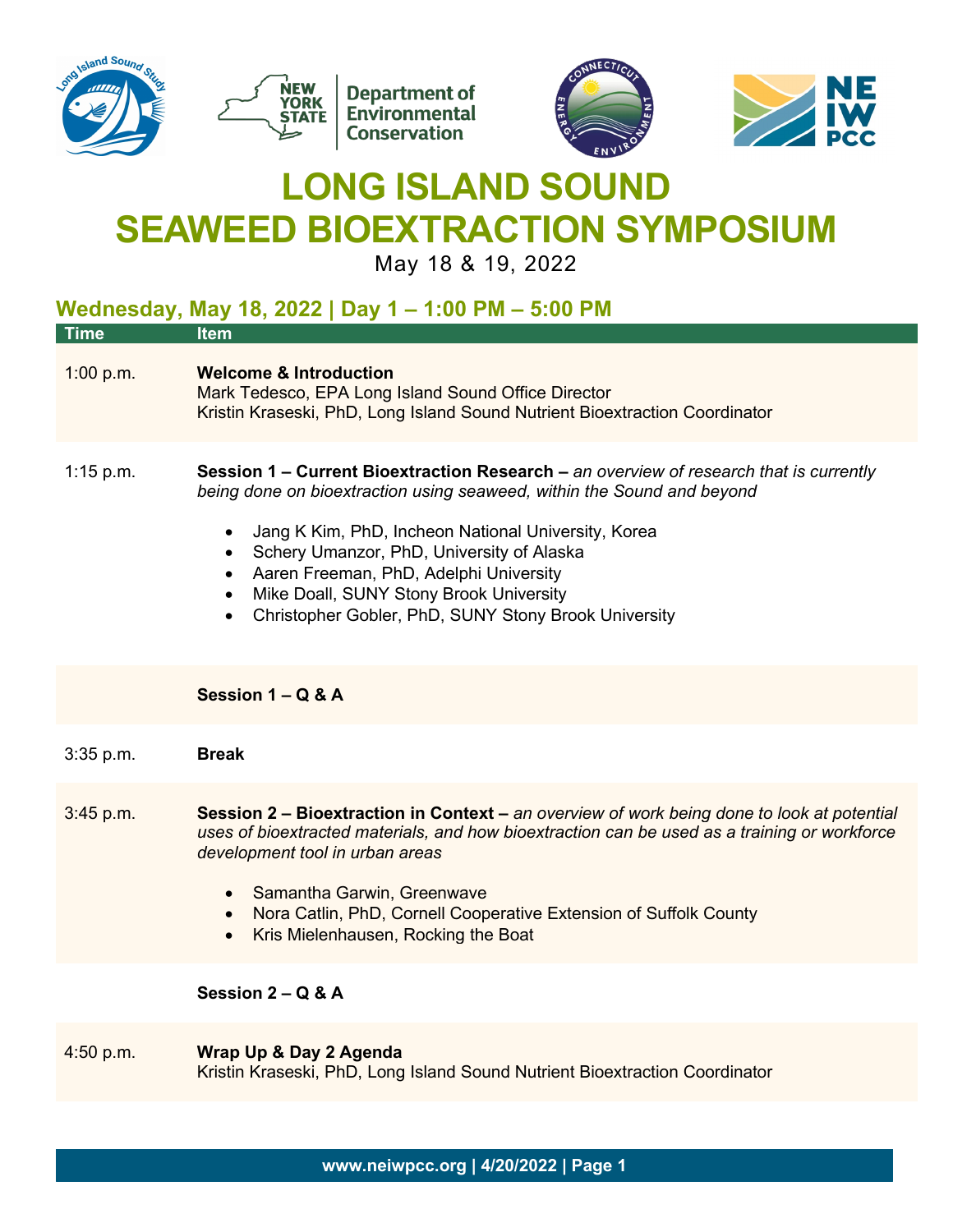# LONG ISLAND SOUND SEAWEED BIOEXTRACTION SYMPOSIUM

May 18 & 19, 2022

## Wednesday, May 18, 2022 | Day 1 – 1:00 PM – 5:00 PM

| Time | Item |
| --- | --- |
| 1:00 p.m. | **Welcome & Introduction**<br>Mark Tedesco, EPA Long Island Sound Office Director<br>Kristin Kraseski, PhD, Long Island Sound Nutrient Bioextraction Coordinator |
| 1:15 p.m. | **Session 1 – Current Bioextraction Research –** *an overview of research that is currently being done on bioextraction using seaweed, within the Sound and beyond*<br>• Jang K Kim, PhD, Incheon National University, Korea<br>• Schery Umanzor, PhD, University of Alaska<br>• Aaren Freeman, PhD, Adelphi University<br>• Mike Doall, SUNY Stony Brook University<br>• Christopher Gobler, PhD, SUNY Stony Brook University |
| | **Session 1 – Q & A** |
| 3:35 p.m. | **Break** |
| 3:45 p.m. | **Session 2 – Bioextraction in Context –** *an overview of work being done to look at potential uses of bioextracted materials, and how bioextraction can be used as a training or workforce development tool in urban areas*<br>• Samantha Garwin, Greenwave<br>• Nora Catlin, PhD, Cornell Cooperative Extension of Suffolk County<br>• Kris Mielenhausen, Rocking the Boat |
| | **Session 2 – Q & A** |
| 4:50 p.m. | **Wrap Up & Day 2 Agenda**<br>Kristin Kraseski, PhD, Long Island Sound Nutrient Bioextraction Coordinator |

www.neiwpcc.org | 4/20/2022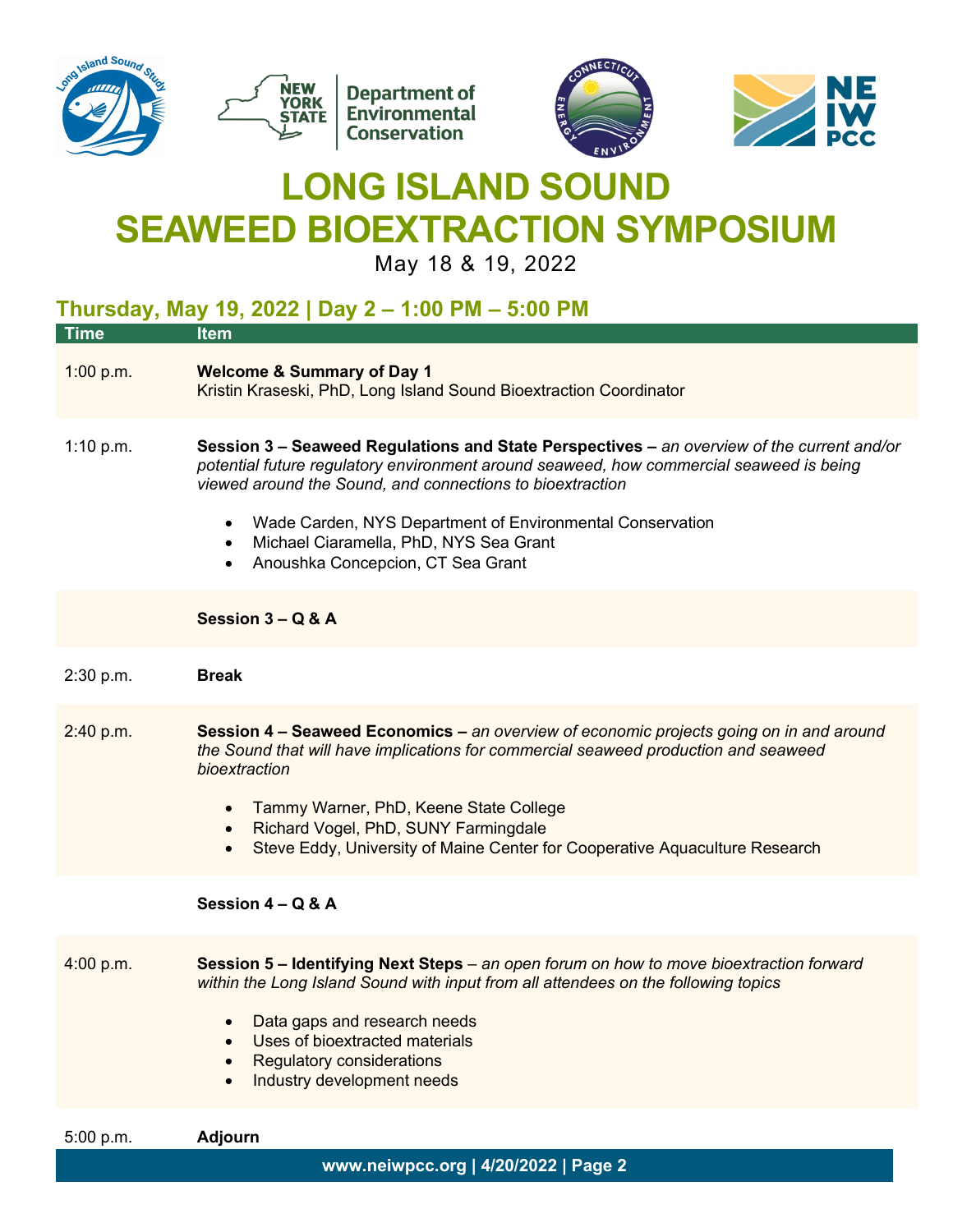# LONG ISLAND SOUND SEAWEED BIOEXTRACTION SYMPOSIUM

May 18 & 19, 2022

## Thursday, May 19, 2022 | Day 2 – 1:00 PM – 5:00 PM

| Time | Item |
|---|---|
| 1:00 p.m. | **Welcome & Summary of Day 1**<br>Kristin Kraseski, PhD, Long Island Sound Bioextraction Coordinator |
| 1:10 p.m. | **Session 3 – Seaweed Regulations and State Perspectives –** *an overview of the current and/or potential future regulatory environment around seaweed, how commercial seaweed is being viewed around the Sound, and connections to bioextraction*<br>• Wade Carden, NYS Department of Environmental Conservation<br>• Michael Ciaramella, PhD, NYS Sea Grant<br>• Anoushka Concepcion, CT Sea Grant |
| | **Session 3 – Q & A** |
| 2:30 p.m. | **Break** |
| 2:40 p.m. | **Session 4 – Seaweed Economics –** *an overview of economic projects going on in and around the Sound that will have implications for commercial seaweed production and seaweed bioextraction*<br>• Tammy Warner, PhD, Keene State College<br>• Richard Vogel, PhD, SUNY Farmingdale<br>• Steve Eddy, University of Maine Center for Cooperative Aquaculture Research |
| | **Session 4 – Q & A** |
| 4:00 p.m. | **Session 5 – Identifying Next Steps** – *an open forum on how to move bioextraction forward within the Long Island Sound with input from all attendees on the following topics*<br>• Data gaps and research needs<br>• Uses of bioextracted materials<br>• Regulatory considerations<br>• Industry development needs |
| 5:00 p.m. | **Adjourn** |